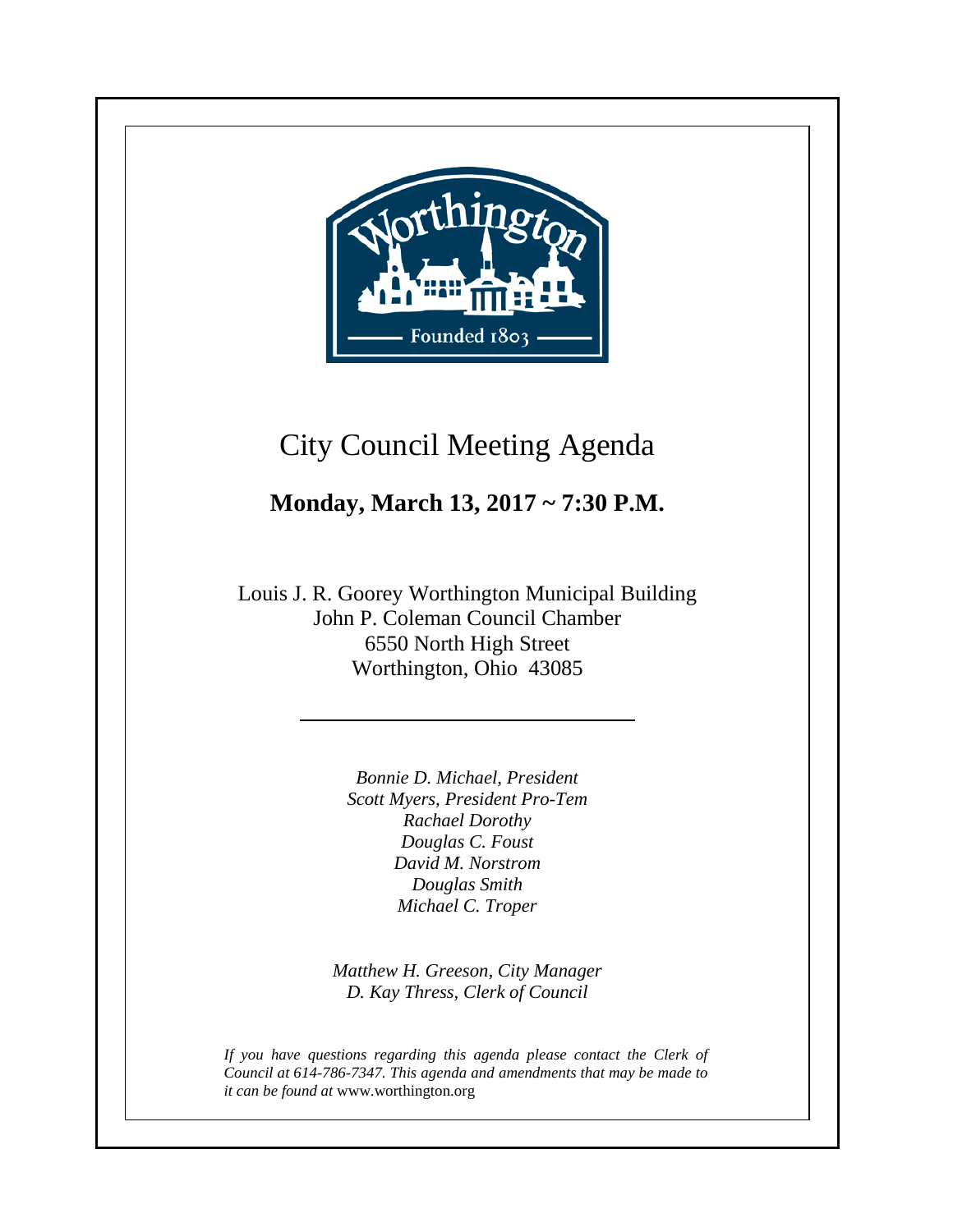# City Council Meeting Agenda

**Monday, March 13, 2017 ~ 7:30 P.M.**

Louis J. R. Goorey Worthington Municipal Building
John P. Coleman Council Chamber
6550 North High Street
Worthington, Ohio 43085

---

*Bonnie D. Michael, President*
*Scott Myers, President Pro-Tem*
*Rachael Dorothy*
*Douglas C. Foust*
*David M. Norstrom*
*Douglas Smith*
*Michael C. Troper*

*Matthew H. Greeson, City Manager*
*D. Kay Thress, Clerk of Council*

*If you have questions regarding this agenda please contact the Clerk of Council at 614-786-7347. This agenda and amendments that may be made to it can be found at* www.worthington.org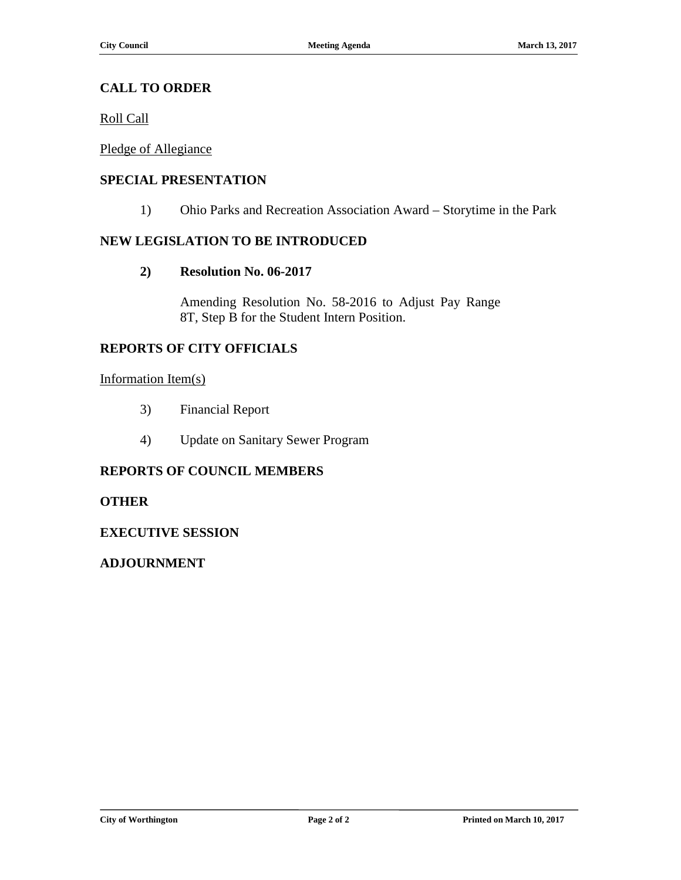## CALL TO ORDER

Roll Call

Pledge of Allegiance

## SPECIAL PRESENTATION

1) Ohio Parks and Recreation Association Award – Storytime in the Park

## NEW LEGISLATION TO BE INTRODUCED

**2) Resolution No. 06-2017**

Amending Resolution No. 58-2016 to Adjust Pay Range 8T, Step B for the Student Intern Position.

## REPORTS OF CITY OFFICIALS

Information Item(s)

3) Financial Report

4) Update on Sanitary Sewer Program

## REPORTS OF COUNCIL MEMBERS

## OTHER

## EXECUTIVE SESSION

## ADJOURNMENT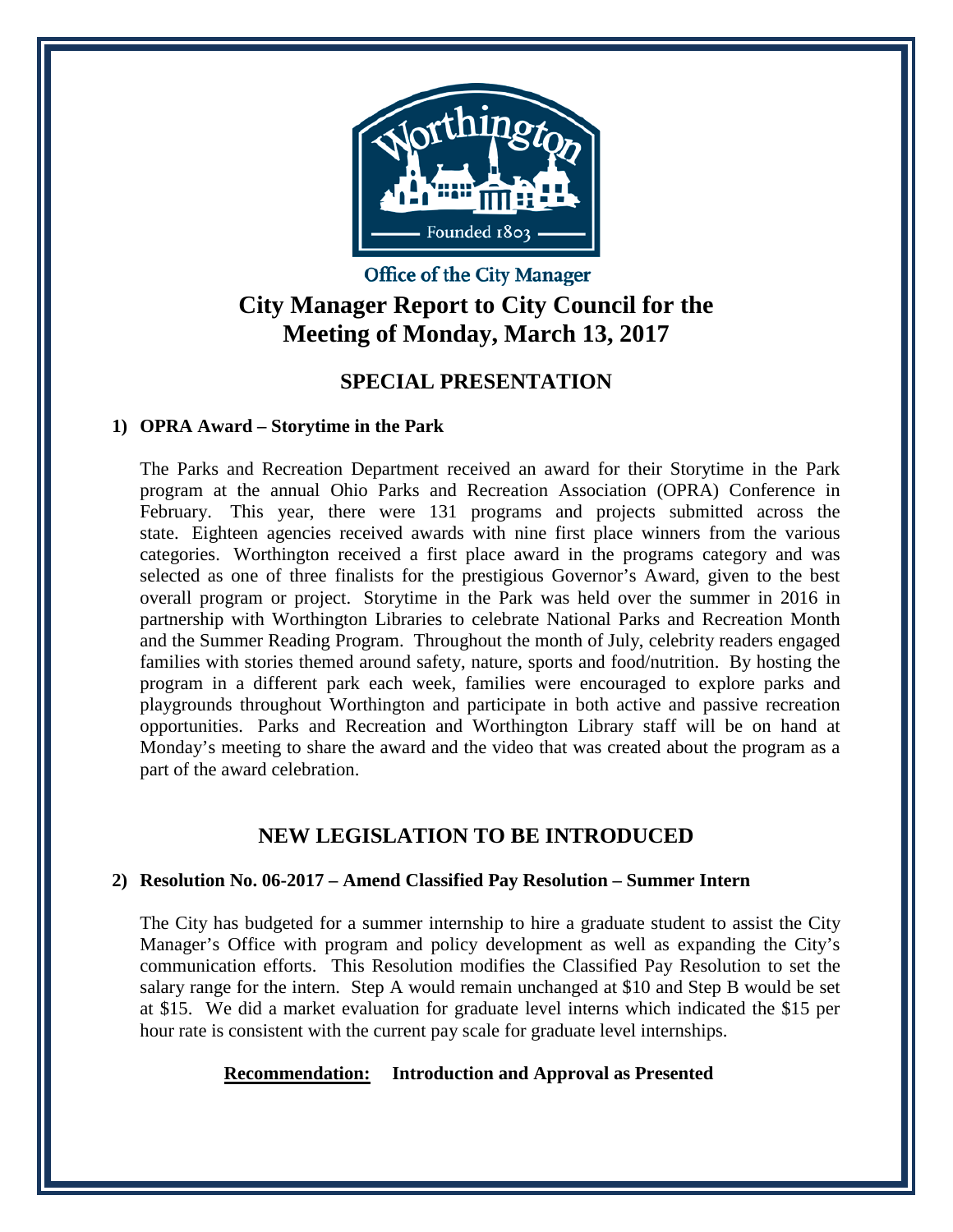Office of the City Manager

# City Manager Report to City Council for the Meeting of Monday, March 13, 2017

## SPECIAL PRESENTATION

### 1) OPRA Award – Storytime in the Park

The Parks and Recreation Department received an award for their Storytime in the Park program at the annual Ohio Parks and Recreation Association (OPRA) Conference in February. This year, there were 131 programs and projects submitted across the state. Eighteen agencies received awards with nine first place winners from the various categories. Worthington received a first place award in the programs category and was selected as one of three finalists for the prestigious Governor's Award, given to the best overall program or project. Storytime in the Park was held over the summer in 2016 in partnership with Worthington Libraries to celebrate National Parks and Recreation Month and the Summer Reading Program. Throughout the month of July, celebrity readers engaged families with stories themed around safety, nature, sports and food/nutrition. By hosting the program in a different park each week, families were encouraged to explore parks and playgrounds throughout Worthington and participate in both active and passive recreation opportunities. Parks and Recreation and Worthington Library staff will be on hand at Monday's meeting to share the award and the video that was created about the program as a part of the award celebration.

## NEW LEGISLATION TO BE INTRODUCED

### 2) Resolution No. 06-2017 – Amend Classified Pay Resolution – Summer Intern

The City has budgeted for a summer internship to hire a graduate student to assist the City Manager's Office with program and policy development as well as expanding the City's communication efforts. This Resolution modifies the Classified Pay Resolution to set the salary range for the intern. Step A would remain unchanged at $10 and Step B would be set at $15. We did a market evaluation for graduate level interns which indicated the $15 per hour rate is consistent with the current pay scale for graduate level internships.

**Recommendation: Introduction and Approval as Presented**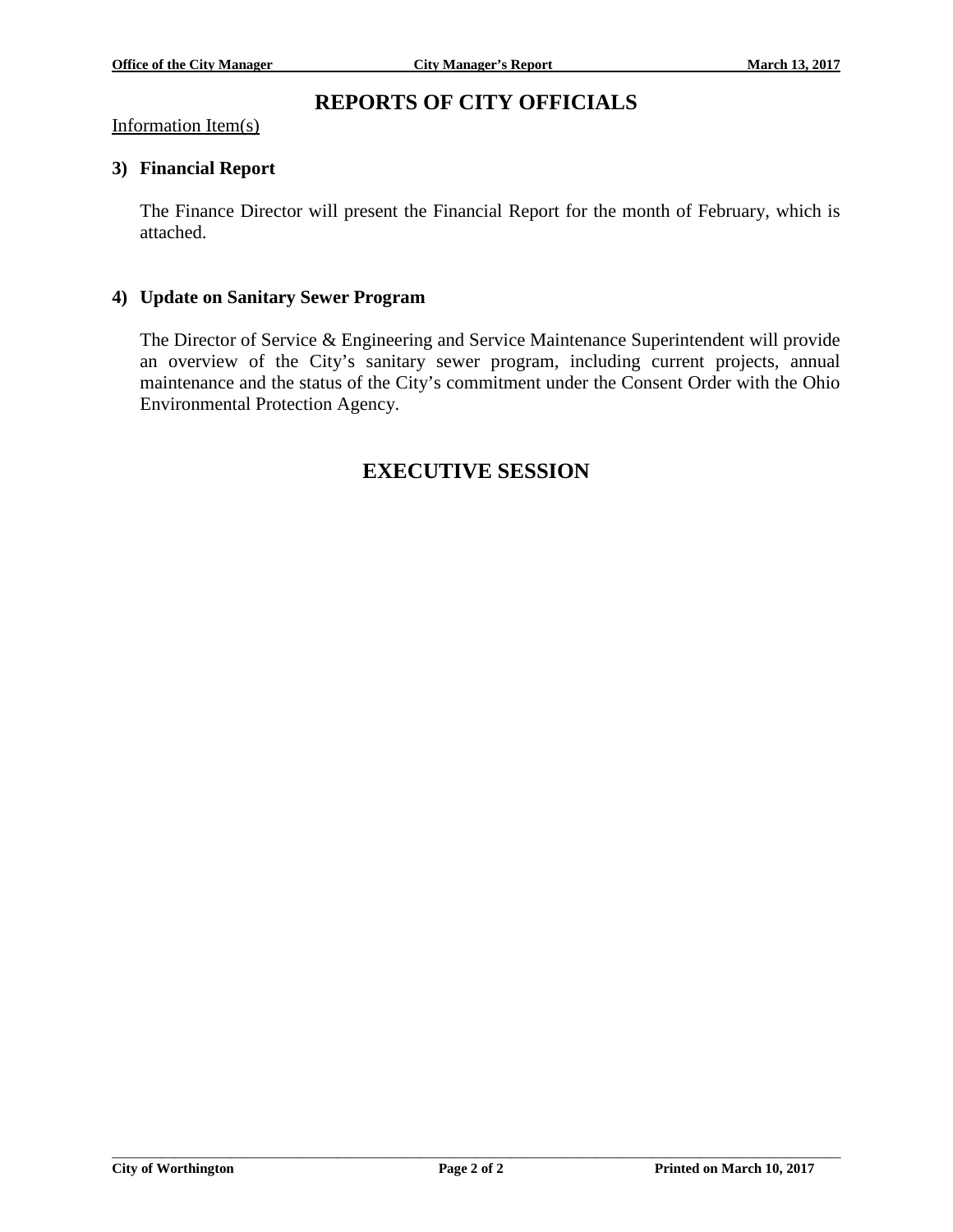# REPORTS OF CITY OFFICIALS

Information Item(s)

**3) Financial Report**

The Finance Director will present the Financial Report for the month of February, which is attached.

**4) Update on Sanitary Sewer Program**

The Director of Service & Engineering and Service Maintenance Superintendent will provide an overview of the City's sanitary sewer program, including current projects, annual maintenance and the status of the City's commitment under the Consent Order with the Ohio Environmental Protection Agency.

# EXECUTIVE SESSION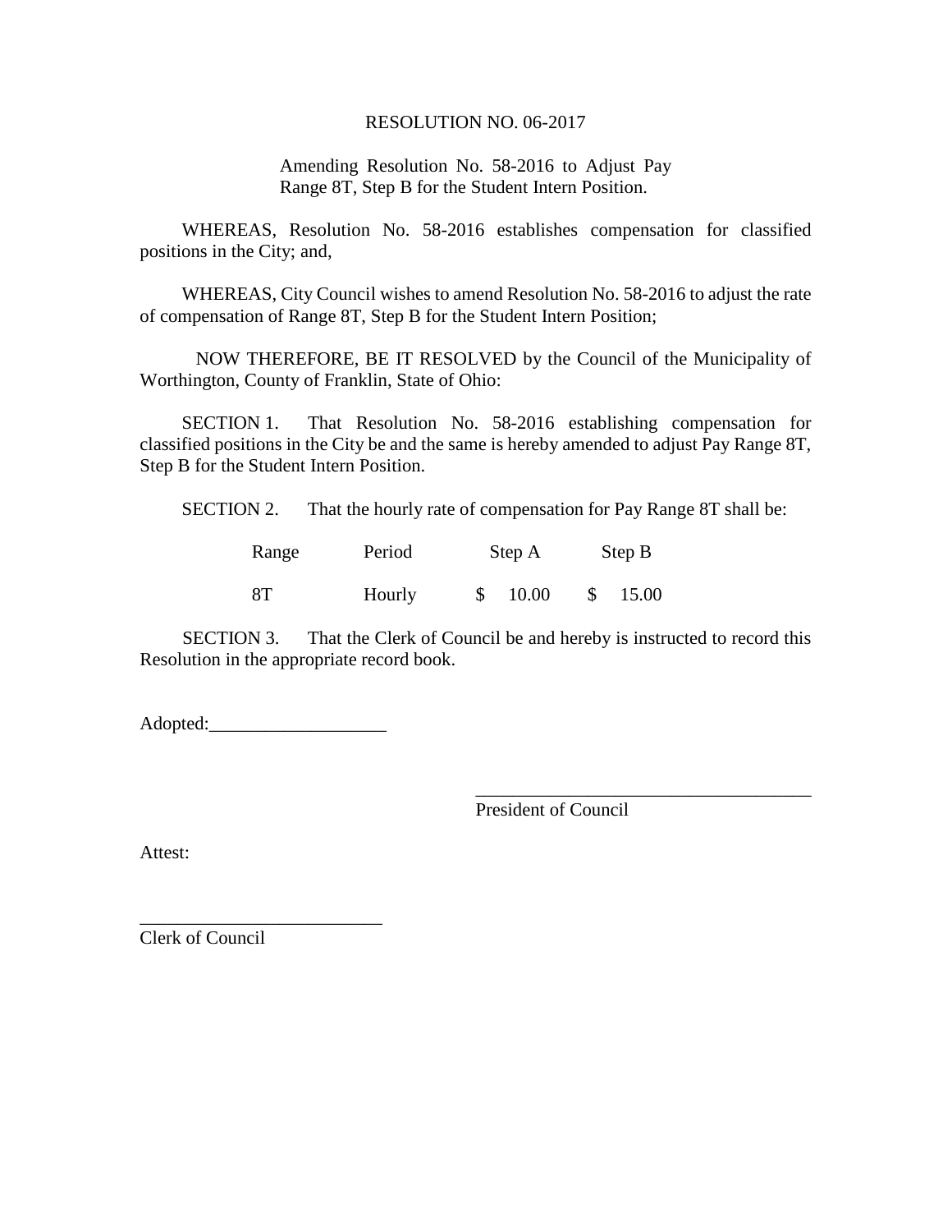# RESOLUTION NO. 06-2017

Amending Resolution No. 58-2016 to Adjust Pay Range 8T, Step B for the Student Intern Position.

WHEREAS, Resolution No. 58-2016 establishes compensation for classified positions in the City; and,

WHEREAS, City Council wishes to amend Resolution No. 58-2016 to adjust the rate of compensation of Range 8T, Step B for the Student Intern Position;

NOW THEREFORE, BE IT RESOLVED by the Council of the Municipality of Worthington, County of Franklin, State of Ohio:

SECTION 1. That Resolution No. 58-2016 establishing compensation for classified positions in the City be and the same is hereby amended to adjust Pay Range 8T, Step B for the Student Intern Position.

SECTION 2. That the hourly rate of compensation for Pay Range 8T shall be:

| Range | Period | Step A | Step B |
|---|---|---|---|
| 8T | Hourly | $ 10.00 | $ 15.00 |

SECTION 3. That the Clerk of Council be and hereby is instructed to record this Resolution in the appropriate record book.

Adopted:___________________

_____________________________________
President of Council

Attest:

__________________________
Clerk of Council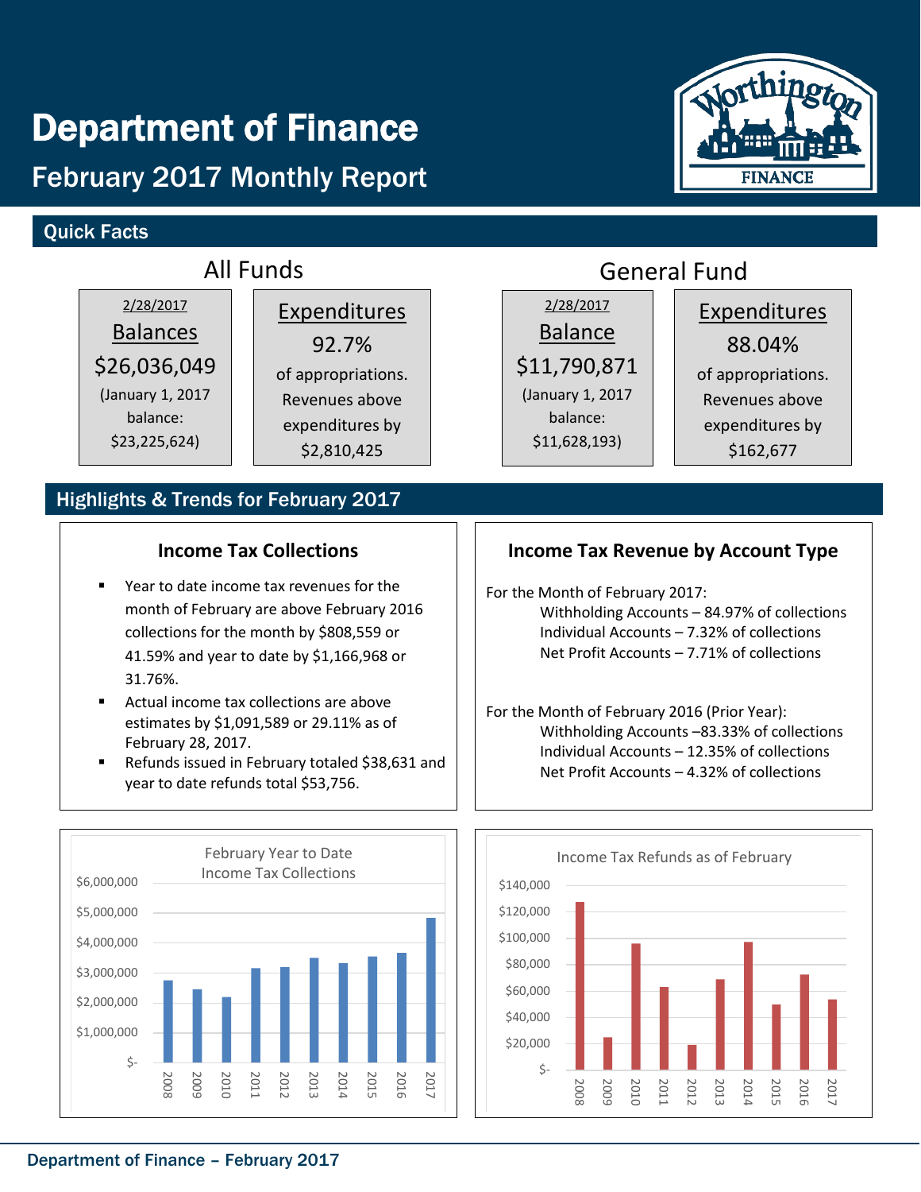# Department of Finance

## February 2017 Monthly Report

### Quick Facts

**All Funds**

2/28/2017
Balances
$26,036,049
(January 1, 2017 balance: $23,225,624)

Expenditures
92.7%
of appropriations. Revenues above expenditures by $2,810,425

**General Fund**

2/28/2017
Balance
$11,790,871
(January 1, 2017 balance: $11,628,193)

Expenditures
88.04%
of appropriations. Revenues above expenditures by $162,677

### Highlights & Trends for February 2017

#### Income Tax Collections

- Year to date income tax revenues for the month of February are above February 2016 collections for the month by $808,559 or 41.59% and year to date by $1,166,968 or 31.76%.
- Actual income tax collections are above estimates by $1,091,589 or 29.11% as of February 28, 2017.
- Refunds issued in February totaled $38,631 and year to date refunds total $53,756.

#### Income Tax Revenue by Account Type

For the Month of February 2017:
- Withholding Accounts – 84.97% of collections
- Individual Accounts – 7.32% of collections
- Net Profit Accounts – 7.71% of collections

For the Month of February 2016 (Prior Year):
- Withholding Accounts –83.33% of collections
- Individual Accounts – 12.35% of collections
- Net Profit Accounts – 4.32% of collections

February Year to Date Income Tax Collections

Income Tax Refunds as of February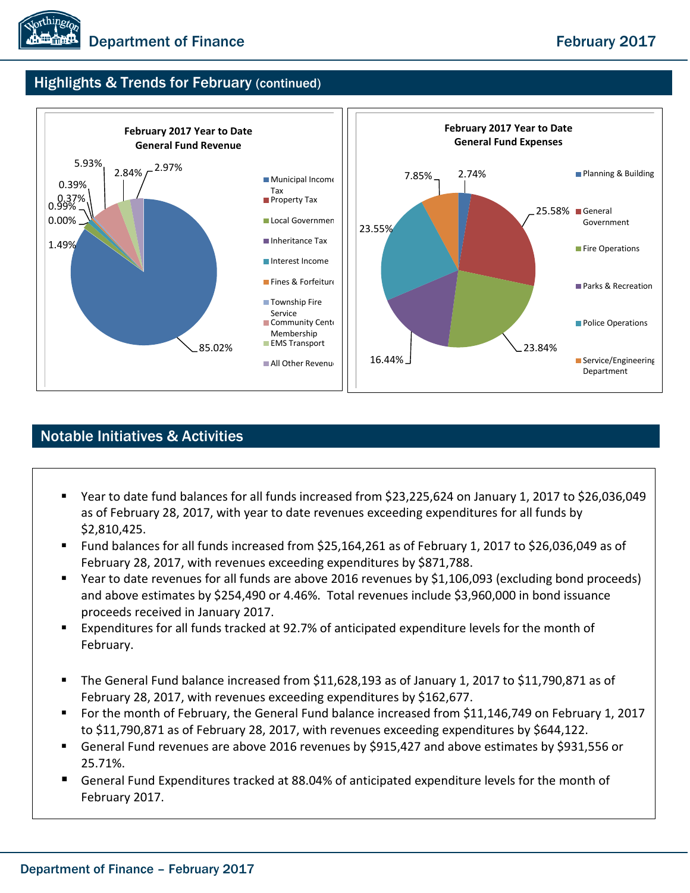## Highlights & Trends for February (continued)

**February 2017 Year to Date General Fund Revenue**

| Category | Percent |
|---|---|
| Municipal Income Tax | 85.02% |
| Property Tax | 1.49% |
| Local Government | 0.00% |
| Inheritance Tax | 0.99% |
| Interest Income | 0.37% |
| Fines & Forfeitures | 0.39% |
| Township Fire Service | |
| Community Center Membership | 5.93% |
| EMS Transport | 2.84% |
| All Other Revenue | 2.97% |

**February 2017 Year to Date General Fund Expenses**

| Category | Percent |
|---|---|
| Planning & Building | 2.74% |
| General Government | 25.58% |
| Fire Operations | 23.84% |
| Parks & Recreation | 16.44% |
| Police Operations | 23.55% |
| Service/Engineering Department | 7.85% |

## Notable Initiatives & Activities

- Year to date fund balances for all funds increased from $23,225,624 on January 1, 2017 to $26,036,049 as of February 28, 2017, with year to date revenues exceeding expenditures for all funds by $2,810,425.
- Fund balances for all funds increased from $25,164,261 as of February 1, 2017 to $26,036,049 as of February 28, 2017, with revenues exceeding expenditures by $871,788.
- Year to date revenues for all funds are above 2016 revenues by $1,106,093 (excluding bond proceeds) and above estimates by $254,490 or 4.46%. Total revenues include $3,960,000 in bond issuance proceeds received in January 2017.
- Expenditures for all funds tracked at 92.7% of anticipated expenditure levels for the month of February.

- The General Fund balance increased from $11,628,193 as of January 1, 2017 to $11,790,871 as of February 28, 2017, with revenues exceeding expenditures by $162,677.
- For the month of February, the General Fund balance increased from $11,146,749 on February 1, 2017 to $11,790,871 as of February 28, 2017, with revenues exceeding expenditures by $644,122.
- General Fund revenues are above 2016 revenues by $915,427 and above estimates by $931,556 or 25.71%.
- General Fund Expenditures tracked at 88.04% of anticipated expenditure levels for the month of February 2017.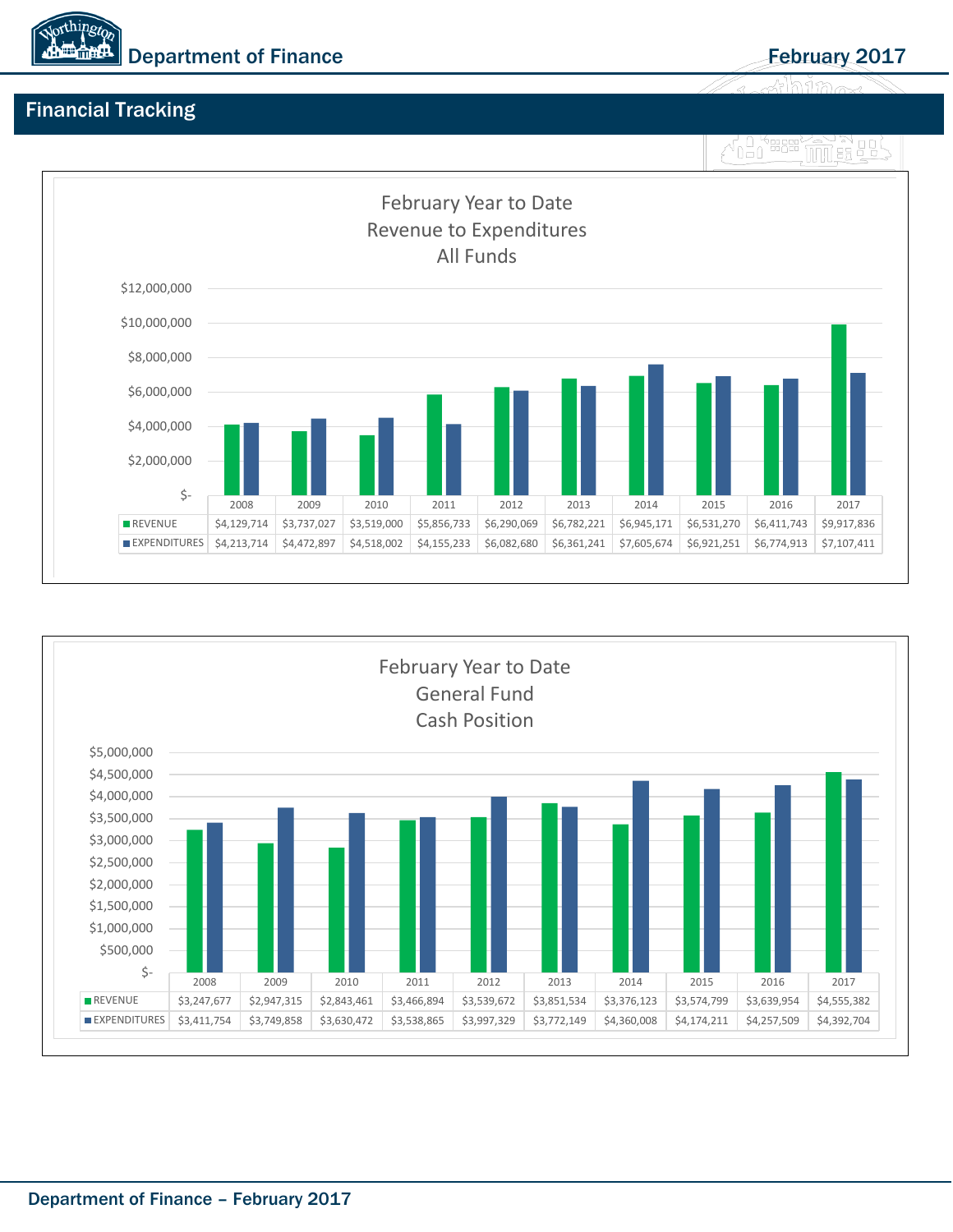## Financial Tracking

### February Year to Date Revenue to Expenditures All Funds

| | 2008 | 2009 | 2010 | 2011 | 2012 | 2013 | 2014 | 2015 | 2016 | 2017 |
|---|---|---|---|---|---|---|---|---|---|---|
| REVENUE | $4,129,714 | $3,737,027 | $3,519,000 | $5,856,733 | $6,290,069 | $6,782,221 | $6,945,171 | $6,531,270 | $6,411,743 | $9,917,836 |
| EXPENDITURES | $4,213,714 | $4,472,897 | $4,518,002 | $4,155,233 | $6,082,680 | $6,361,241 | $7,605,674 | $6,921,251 | $6,774,913 | $7,107,411 |

### February Year to Date General Fund Cash Position

| | 2008 | 2009 | 2010 | 2011 | 2012 | 2013 | 2014 | 2015 | 2016 | 2017 |
|---|---|---|---|---|---|---|---|---|---|---|
| REVENUE | $3,247,677 | $2,947,315 | $2,843,461 | $3,466,894 | $3,539,672 | $3,851,534 | $3,376,123 | $3,574,799 | $3,639,954 | $4,555,382 |
| EXPENDITURES | $3,411,754 | $3,749,858 | $3,630,472 | $3,538,865 | $3,997,329 | $3,772,149 | $4,360,008 | $4,174,211 | $4,257,509 | $4,392,704 |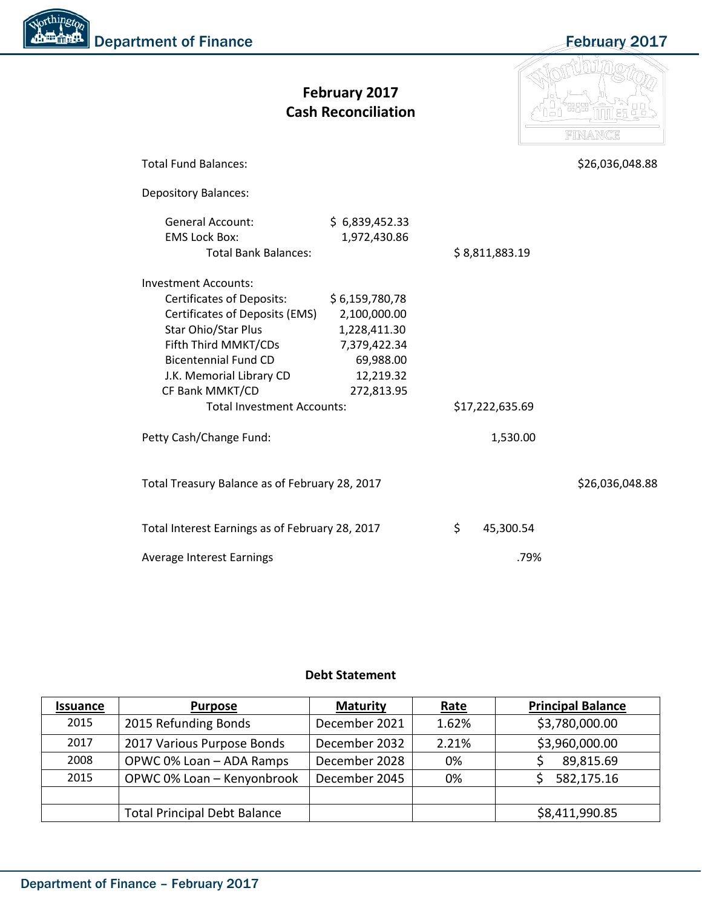# February 2017
# Cash Reconciliation

| | | | |
|---|---|---|---|
| Total Fund Balances: | | | $26,036,048.88 |
| Depository Balances: | | | |
| General Account: | $ 6,839,452.33 | | |
| EMS Lock Box: | 1,972,430.86 | | |
| Total Bank Balances: | | $ 8,811,883.19 | |
| Investment Accounts: | | | |
| Certificates of Deposits: | $ 6,159,780,78 | | |
| Certificates of Deposits (EMS) | 2,100,000.00 | | |
| Star Ohio/Star Plus | 1,228,411.30 | | |
| Fifth Third MMKT/CDs | 7,379,422.34 | | |
| Bicentennial Fund CD | 69,988.00 | | |
| J.K. Memorial Library CD | 12,219.32 | | |
| CF Bank MMKT/CD | 272,813.95 | | |
| Total Investment Accounts: | | $17,222,635.69 | |
| Petty Cash/Change Fund: | | 1,530.00 | |
| Total Treasury Balance as of February 28, 2017 | | | $26,036,048.88 |
| Total Interest Earnings as of February 28, 2017 | | $ 45,300.54 | |
| Average Interest Earnings | | .79% | |

## Debt Statement

| Issuance | Purpose | Maturity | Rate | Principal Balance |
|---|---|---|---|---|
| 2015 | 2015 Refunding Bonds | December 2021 | 1.62% | $3,780,000.00 |
| 2017 | 2017 Various Purpose Bonds | December 2032 | 2.21% | $3,960,000.00 |
| 2008 | OPWC 0% Loan – ADA Ramps | December 2028 | 0% | $ 89,815.69 |
| 2015 | OPWC 0% Loan – Kenyonbrook | December 2045 | 0% | $ 582,175.16 |
| | | | | |
| | Total Principal Debt Balance | | | $8,411,990.85 |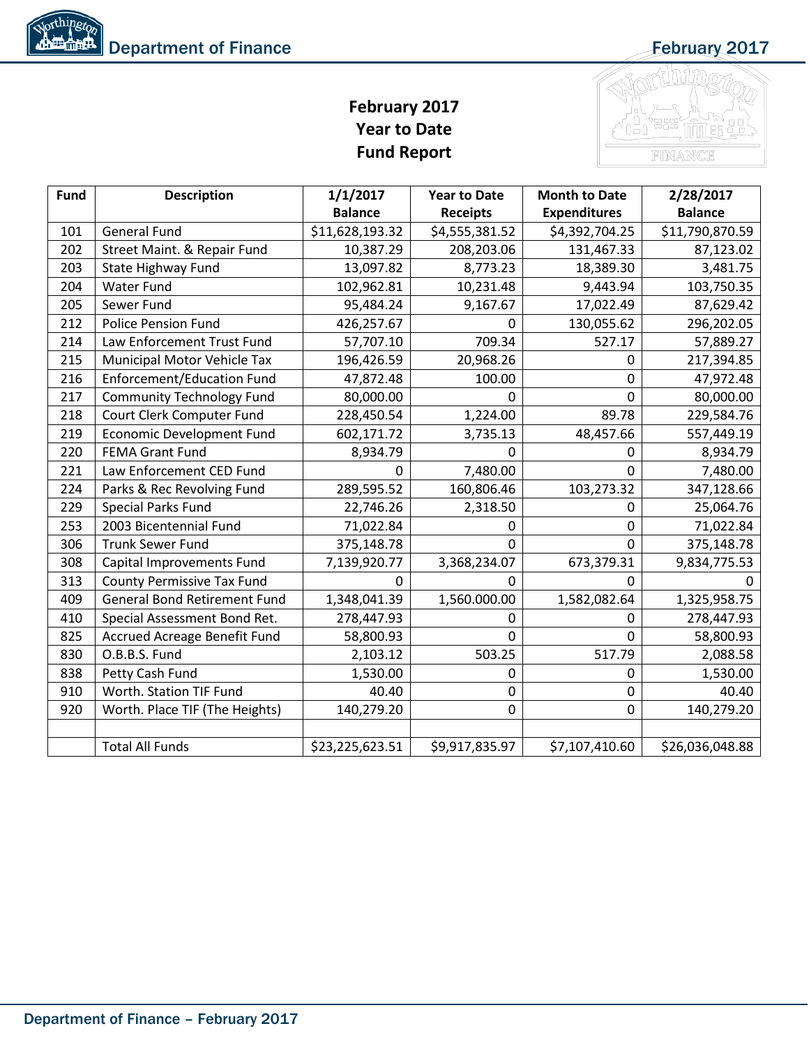# February 2017
# Year to Date
# Fund Report

| Fund | Description | 1/1/2017 Balance | Year to Date Receipts | Month to Date Expenditures | 2/28/2017 Balance |
|---|---|---|---|---|---|
| 101 | General Fund | $11,628,193.32 | $4,555,381.52 | $4,392,704.25 | $11,790,870.59 |
| 202 | Street Maint. & Repair Fund | 10,387.29 | 208,203.06 | 131,467.33 | 87,123.02 |
| 203 | State Highway Fund | 13,097.82 | 8,773.23 | 18,389.30 | 3,481.75 |
| 204 | Water Fund | 102,962.81 | 10,231.48 | 9,443.94 | 103,750.35 |
| 205 | Sewer Fund | 95,484.24 | 9,167.67 | 17,022.49 | 87,629.42 |
| 212 | Police Pension Fund | 426,257.67 | 0 | 130,055.62 | 296,202.05 |
| 214 | Law Enforcement Trust Fund | 57,707.10 | 709.34 | 527.17 | 57,889.27 |
| 215 | Municipal Motor Vehicle Tax | 196,426.59 | 20,968.26 | 0 | 217,394.85 |
| 216 | Enforcement/Education Fund | 47,872.48 | 100.00 | 0 | 47,972.48 |
| 217 | Community Technology Fund | 80,000.00 | 0 | 0 | 80,000.00 |
| 218 | Court Clerk Computer Fund | 228,450.54 | 1,224.00 | 89.78 | 229,584.76 |
| 219 | Economic Development Fund | 602,171.72 | 3,735.13 | 48,457.66 | 557,449.19 |
| 220 | FEMA Grant Fund | 8,934.79 | 0 | 0 | 8,934.79 |
| 221 | Law Enforcement CED Fund | 0 | 7,480.00 | 0 | 7,480.00 |
| 224 | Parks & Rec Revolving Fund | 289,595.52 | 160,806.46 | 103,273.32 | 347,128.66 |
| 229 | Special Parks Fund | 22,746.26 | 2,318.50 | 0 | 25,064.76 |
| 253 | 2003 Bicentennial Fund | 71,022.84 | 0 | 0 | 71,022.84 |
| 306 | Trunk Sewer Fund | 375,148.78 | 0 | 0 | 375,148.78 |
| 308 | Capital Improvements Fund | 7,139,920.77 | 3,368,234.07 | 673,379.31 | 9,834,775.53 |
| 313 | County Permissive Tax Fund | 0 | 0 | 0 | 0 |
| 409 | General Bond Retirement Fund | 1,348,041.39 | 1,560.000.00 | 1,582,082.64 | 1,325,958.75 |
| 410 | Special Assessment Bond Ret. | 278,447.93 | 0 | 0 | 278,447.93 |
| 825 | Accrued Acreage Benefit Fund | 58,800.93 | 0 | 0 | 58,800.93 |
| 830 | O.B.B.S. Fund | 2,103.12 | 503.25 | 517.79 | 2,088.58 |
| 838 | Petty Cash Fund | 1,530.00 | 0 | 0 | 1,530.00 |
| 910 | Worth. Station TIF Fund | 40.40 | 0 | 0 | 40.40 |
| 920 | Worth. Place TIF (The Heights) | 140,279.20 | 0 | 0 | 140,279.20 |
| | | | | | |
| | Total All Funds | $23,225,623.51 | $9,917,835.97 | $7,107,410.60 | $26,036,048.88 |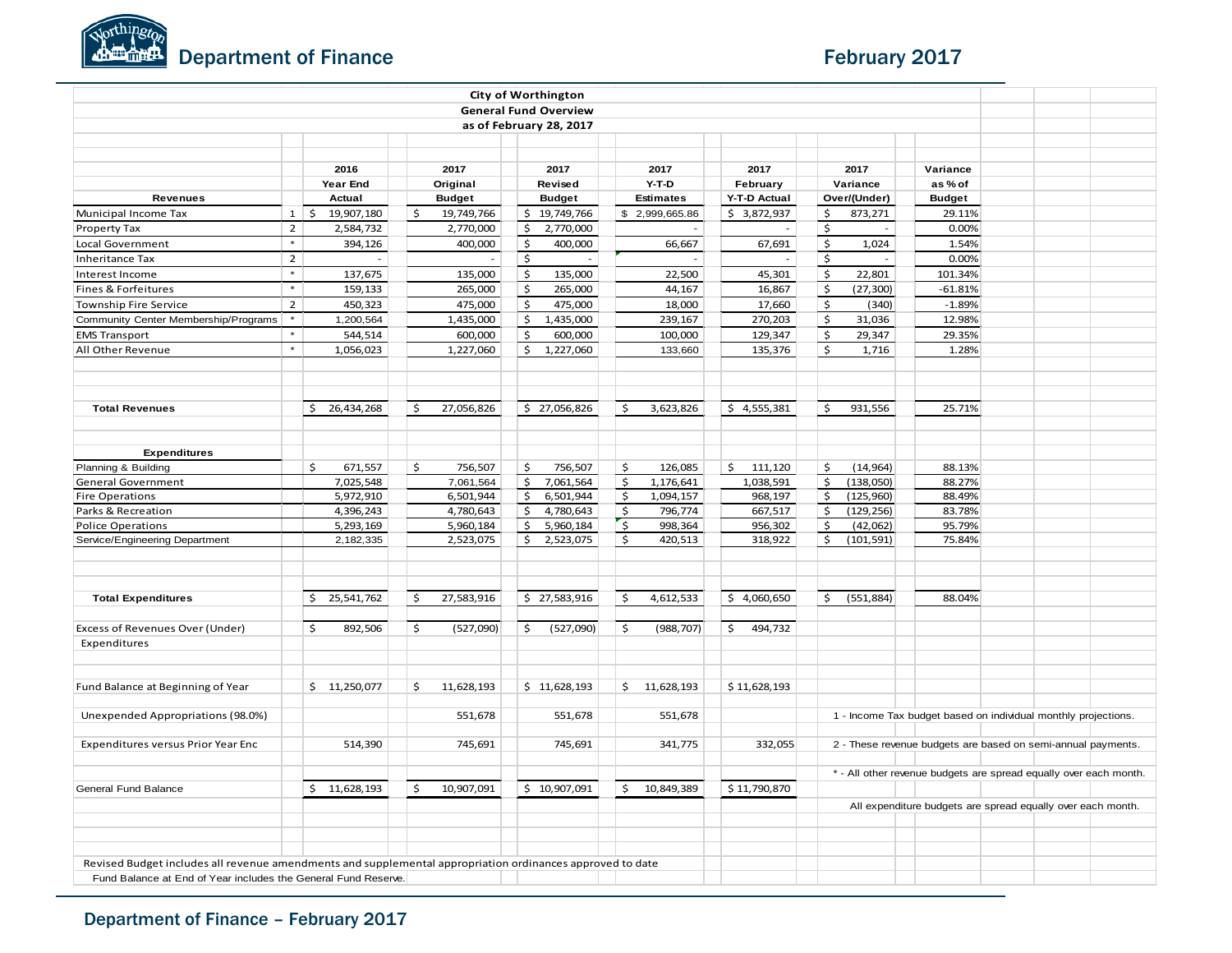# Department of Finance

February 2017

**City of Worthington**
**General Fund Overview**
**as of February 28, 2017**

| Revenues | | 2016 Year End Actual | 2017 Original Budget | 2017 Revised Budget | 2017 Y-T-D Estimates | 2017 February Y-T-D Actual | 2017 Variance Over/(Under) | Variance as % of Budget |
|---|---|---|---|---|---|---|---|---|
| Municipal Income Tax | 1 | $ 19,907,180 | $ 19,749,766 | $ 19,749,766 | $ 2,999,665.86 | $ 3,872,937 | $ 873,271 | 29.11% |
| Property Tax | 2 | 2,584,732 | 2,770,000 | $ 2,770,000 | - | - | $ - | 0.00% |
| Local Government | * | 394,126 | 400,000 | $ 400,000 | 66,667 | 67,691 | $ 1,024 | 1.54% |
| Inheritance Tax | 2 | - | - | $ - | - | - | $ - | 0.00% |
| Interest Income | * | 137,675 | 135,000 | $ 135,000 | 22,500 | 45,301 | $ 22,801 | 101.34% |
| Fines & Forfeitures | * | 159,133 | 265,000 | $ 265,000 | 44,167 | 16,867 | $ (27,300) | -61.81% |
| Township Fire Service | 2 | 450,323 | 475,000 | $ 475,000 | 18,000 | 17,660 | $ (340) | -1.89% |
| Community Center Membership/Programs | * | 1,200,564 | 1,435,000 | $ 1,435,000 | 239,167 | 270,203 | $ 31,036 | 12.98% |
| EMS Transport | * | 544,514 | 600,000 | $ 600,000 | 100,000 | 129,347 | $ 29,347 | 29.35% |
| All Other Revenue | * | 1,056,023 | 1,227,060 | $ 1,227,060 | 133,660 | 135,376 | $ 1,716 | 1.28% |
| **Total Revenues** | | $ 26,434,268 | $ 27,056,826 | $ 27,056,826 | $ 3,623,826 | $ 4,555,381 | $ 931,556 | 25.71% |
| **Expenditures** | | | | | | | | |
| Planning & Building | | $ 671,557 | $ 756,507 | $ 756,507 | $ 126,085 | $ 111,120 | $ (14,964) | 88.13% |
| General Government | | 7,025,548 | 7,061,564 | $ 7,061,564 | $ 1,176,641 | 1,038,591 | $ (138,050) | 88.27% |
| Fire Operations | | 5,972,910 | 6,501,944 | $ 6,501,944 | $ 1,094,157 | 968,197 | $ (125,960) | 88.49% |
| Parks & Recreation | | 4,396,243 | 4,780,643 | $ 4,780,643 | $ 796,774 | 667,517 | $ (129,256) | 83.78% |
| Police Operations | | 5,293,169 | 5,960,184 | $ 5,960,184 | $ 998,364 | 956,302 | $ (42,062) | 95.79% |
| Service/Engineering Department | | 2,182,335 | 2,523,075 | $ 2,523,075 | $ 420,513 | 318,922 | $ (101,591) | 75.84% |
| **Total Expenditures** | | $ 25,541,762 | $ 27,583,916 | $ 27,583,916 | $ 4,612,533 | $ 4,060,650 | $ (551,884) | 88.04% |
| Excess of Revenues Over (Under) Expenditures | | $ 892,506 | $ (527,090) | $ (527,090) | $ (988,707) | $ 494,732 | | |
| Fund Balance at Beginning of Year | | $ 11,250,077 | $ 11,628,193 | $ 11,628,193 | $ 11,628,193 | $ 11,628,193 | | |
| Unexpended Appropriations (98.0%) | | | 551,678 | 551,678 | 551,678 | | | |
| Expenditures versus Prior Year Enc | | 514,390 | 745,691 | 745,691 | 341,775 | 332,055 | | |
| General Fund Balance | | $ 11,628,193 | $ 10,907,091 | $ 10,907,091 | $ 10,849,389 | $ 11,790,870 | | |

1 - Income Tax budget based on individual monthly projections.

2 - These revenue budgets are based on semi-annual payments.

\* - All other revenue budgets are spread equally over each month.

All expenditure budgets are spread equally over each month.

Revised Budget includes all revenue amendments and supplemental appropriation ordinances approved to date

Fund Balance at End of Year includes the General Fund Reserve.